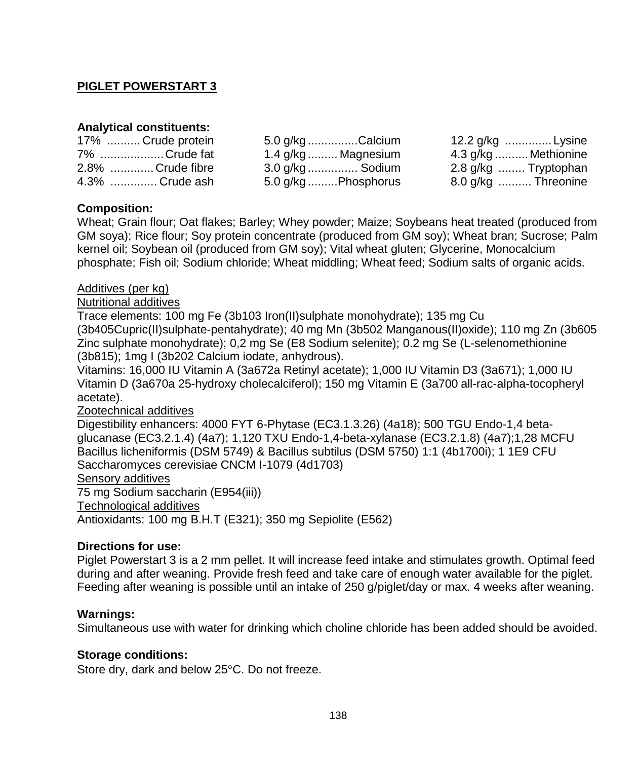## PIGLET POWERSTART 3

**Analytical constituents:**

| | | | | | |
|---|---|---|---|---|---|
| 17% | Crude protein | 5.0 g/kg | Calcium | 12.2 g/kg | Lysine |
| 7% | Crude fat | 1.4 g/kg | Magnesium | 4.3 g/kg | Methionine |
| 2.8% | Crude fibre | 3.0 g/kg | Sodium | 2.8 g/kg | Tryptophan |
| 4.3% | Crude ash | 5.0 g/kg | Phosphorus | 8.0 g/kg | Threonine |

**Composition:**

Wheat; Grain flour; Oat flakes; Barley; Whey powder; Maize; Soybeans heat treated (produced from GM soya); Rice flour; Soy protein concentrate (produced from GM soy); Wheat bran; Sucrose; Palm kernel oil; Soybean oil (produced from GM soy); Vital wheat gluten; Glycerine, Monocalcium phosphate; Fish oil; Sodium chloride; Wheat middling; Wheat feed; Sodium salts of organic acids.

Additives (per kg)

Nutritional additives

Trace elements: 100 mg Fe (3b103 Iron(II)sulphate monohydrate); 135 mg Cu (3b405Cupric(II)sulphate-pentahydrate); 40 mg Mn (3b502 Manganous(II)oxide); 110 mg Zn (3b605 Zinc sulphate monohydrate); 0,2 mg Se (E8 Sodium selenite); 0.2 mg Se (L-selenomethionine (3b815); 1mg I (3b202 Calcium iodate, anhydrous).

Vitamins: 16,000 IU Vitamin A (3a672a Retinyl acetate); 1,000 IU Vitamin D3 (3a671); 1,000 IU Vitamin D (3a670a 25-hydroxy cholecalciferol); 150 mg Vitamin E (3a700 all-rac-alpha-tocopheryl acetate).

Zootechnical additives

Digestibility enhancers: 4000 FYT 6-Phytase (EC3.1.3.26) (4a18); 500 TGU Endo-1,4 beta-glucanase (EC3.2.1.4) (4a7); 1,120 TXU Endo-1,4-beta-xylanase (EC3.2.1.8) (4a7);1,28 MCFU Bacillus licheniformis (DSM 5749) & Bacillus subtilus (DSM 5750) 1:1 (4b1700i); 1 1E9 CFU Saccharomyces cerevisiae CNCM I-1079 (4d1703)

Sensory additives

75 mg Sodium saccharin (E954(iii))

Technological additives

Antioxidants: 100 mg B.H.T (E321); 350 mg Sepiolite (E562)

**Directions for use:**

Piglet Powerstart 3 is a 2 mm pellet. It will increase feed intake and stimulates growth. Optimal feed during and after weaning. Provide fresh feed and take care of enough water available for the piglet. Feeding after weaning is possible until an intake of 250 g/piglet/day or max. 4 weeks after weaning.

**Warnings:**

Simultaneous use with water for drinking which choline chloride has been added should be avoided.

**Storage conditions:**

Store dry, dark and below 25°C. Do not freeze.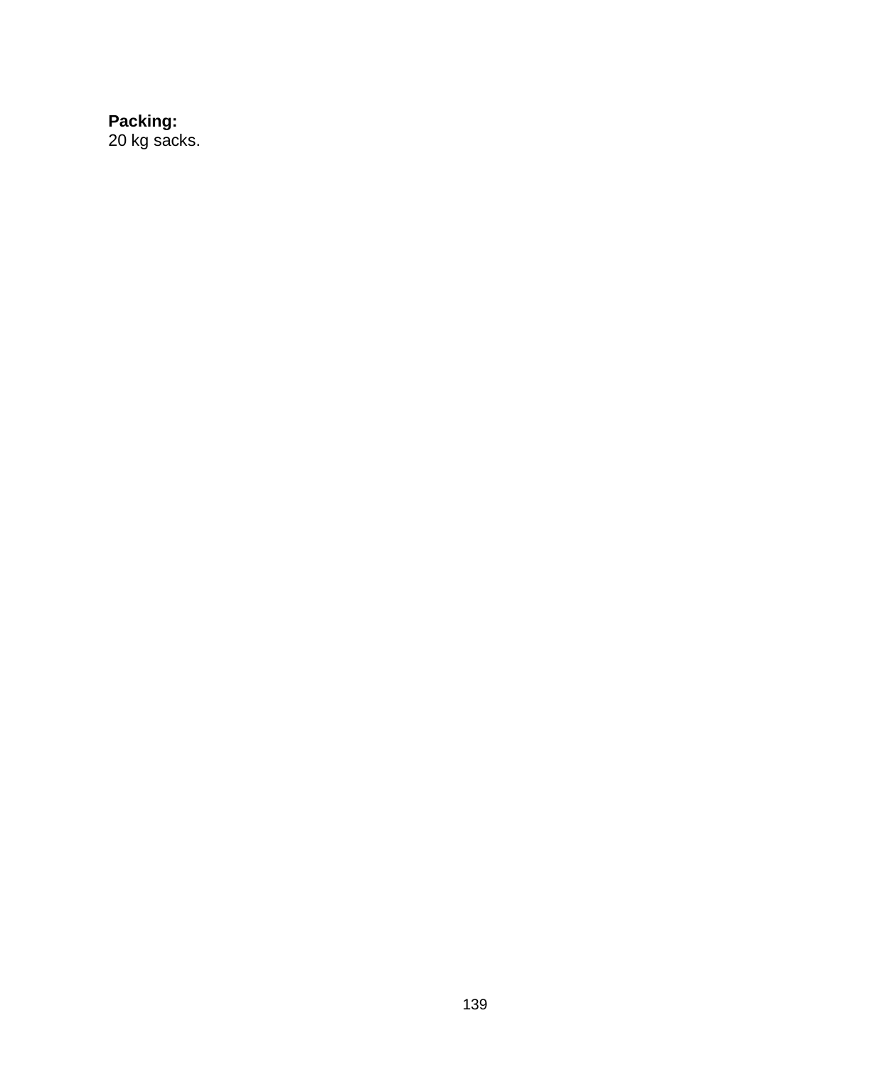**Packing:**
20 kg sacks.